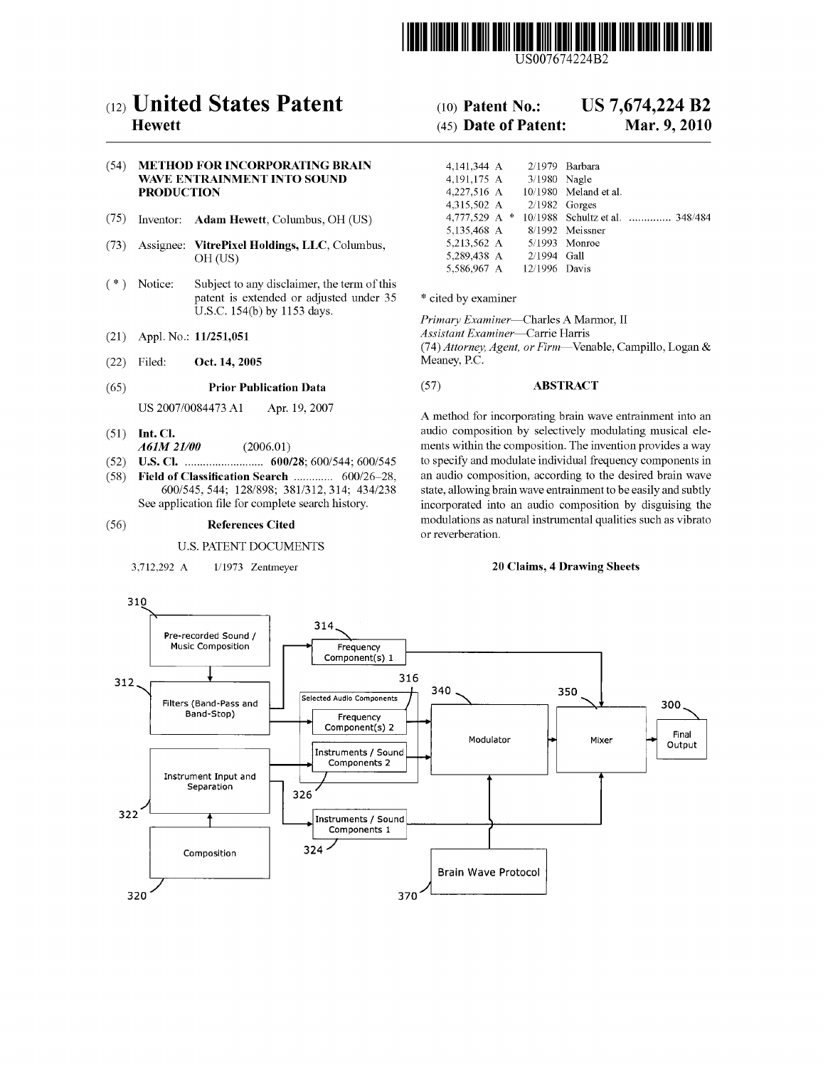US007674224B2

# (12) United States Patent
**Hewett**

(10) **Patent No.:** **US 7,674,224 B2**

(45) **Date of Patent:** **Mar. 9, 2010**

(54) **METHOD FOR INCORPORATING BRAIN WAVE ENTRAINMENT INTO SOUND PRODUCTION**

(75) Inventor: **Adam Hewett**, Columbus, OH (US)

(73) Assignee: **VitrePixel Holdings, LLC**, Columbus, OH (US)

( * ) Notice: Subject to any disclaimer, the term of this patent is extended or adjusted under 35 U.S.C. 154(b) by 1153 days.

(21) Appl. No.: **11/251,051**

(22) Filed: **Oct. 14, 2005**

(65) **Prior Publication Data**

US 2007/0084473 A1 Apr. 19, 2007

(51) **Int. Cl.**
*A61M 21/00* (2006.01)

(52) **U.S. Cl.** .......................... **600/28**; 600/544; 600/545

(58) **Field of Classification Search** ............. 600/26–28, 600/545, 544; 128/898; 381/312, 314; 434/238
See application file for complete search history.

(56) **References Cited**

U.S. PATENT DOCUMENTS

| | | | |
|---|---|---|---|
| 3,712,292 A | | 1/1973 | Zentmeyer |
| 4,141,344 A | | 2/1979 | Barbara |
| 4,191,175 A | | 3/1980 | Nagle |
| 4,227,516 A | | 10/1980 | Meland et al. |
| 4,315,502 A | | 2/1982 | Gorges |
| 4,777,529 A | * | 10/1988 | Schultz et al. .............. 348/484 |
| 5,135,468 A | | 8/1992 | Meissner |
| 5,213,562 A | | 5/1993 | Monroe |
| 5,289,438 A | | 2/1994 | Gall |
| 5,586,967 A | | 12/1996 | Davis |

\* cited by examiner

*Primary Examiner*—Charles A Marmor, II
*Assistant Examiner*—Carrie Harris
(74) *Attorney, Agent, or Firm*—Venable, Campillo, Logan & Meaney, P.C.

(57) **ABSTRACT**

A method for incorporating brain wave entrainment into an audio composition by selectively modulating musical elements within the composition. The invention provides a way to specify and modulate individual frequency components in an audio composition, according to the desired brain wave state, allowing brain wave entrainment to be easily and subtly incorporated into an audio composition by disguising the modulations as natural instrumental qualities such as vibrato or reverberation.

**20 Claims, 4 Drawing Sheets**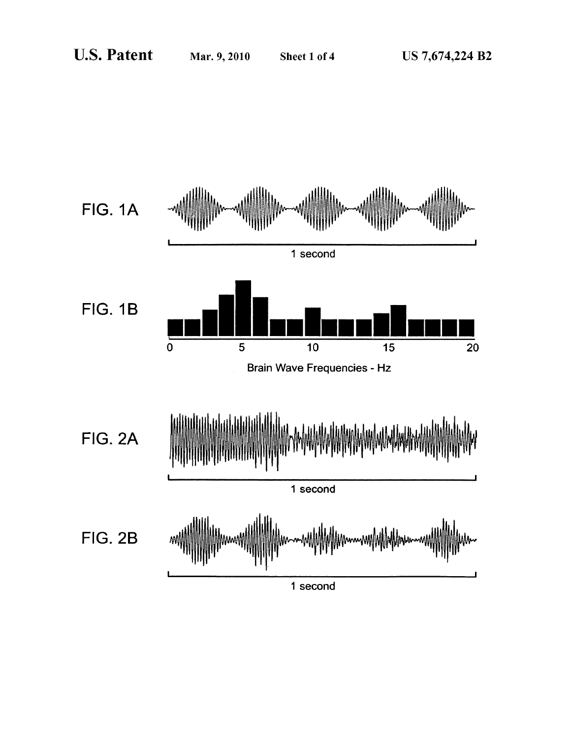FIG. 1A

1 second

FIG. 1B

0 5 10 15 20

Brain Wave Frequencies - Hz

FIG. 2A

1 second

FIG. 2B

1 second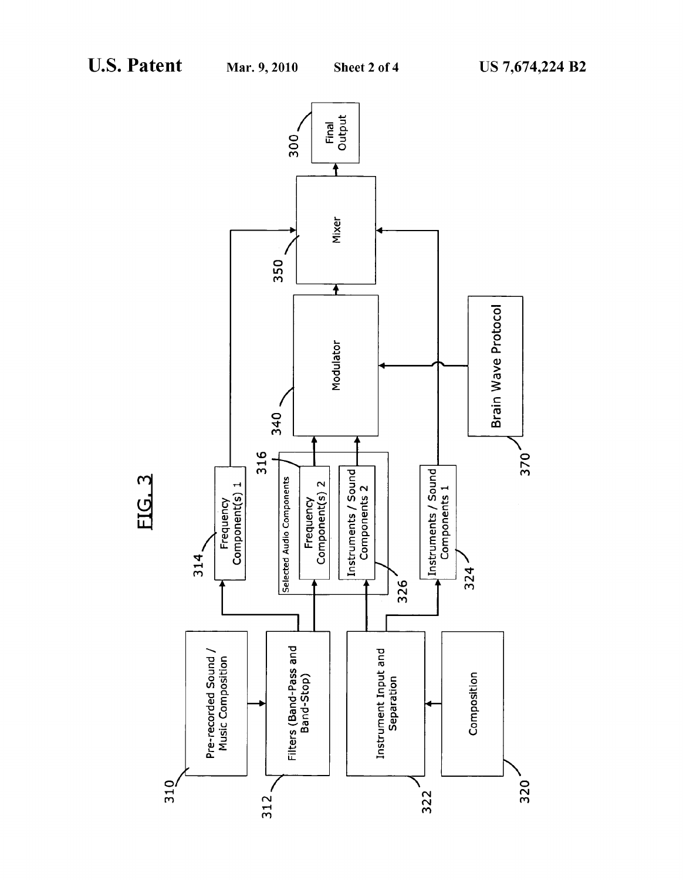FIG. 3

Pre-recorded Sound / Music Composition (310)

Filters (Band-Pass and Band-Stop) (312)

Frequency Component(s) 1 (314)

Selected Audio Components

Frequency Component(s) 2 (316)

Instruments / Sound Components 2 (326)

Composition (320)

Instrument Input and Separation (322)

Instruments / Sound Components 1 (324)

Modulator (340)

Brain Wave Protocol (370)

Mixer (350)

Final Output (300)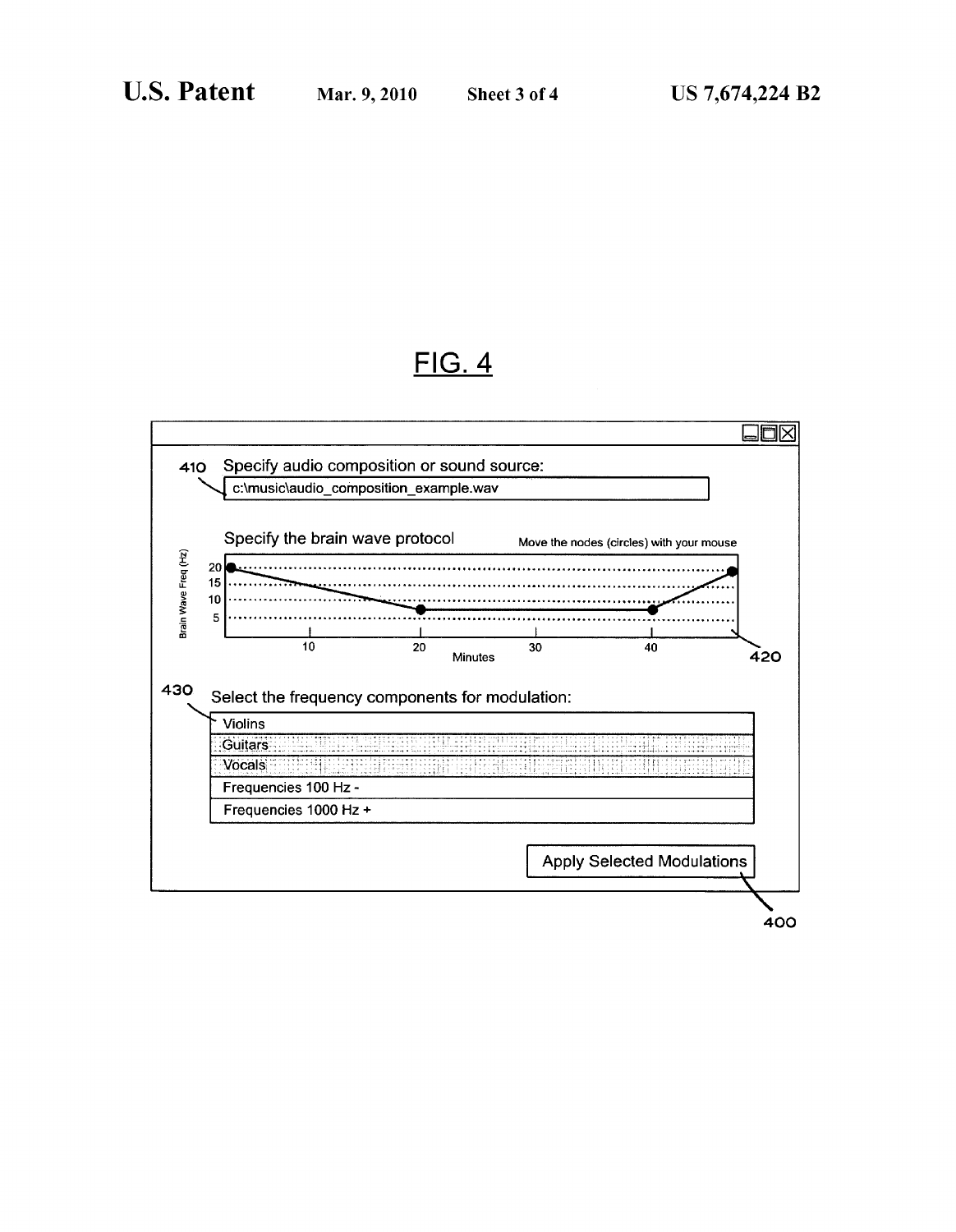# FIG. 4

410 Specify audio composition or sound source:

c:\music\audio_composition_example.wav

Specify the brain wave protocol

Move the nodes (circles) with your mouse

Brain Wave Freq (Hz)

20
15
10
5

10 20 30 40

Minutes

420

430 Select the frequency components for modulation:

- Violins
- Guitars
- Vocals
- Frequencies 100 Hz -
- Frequencies 1000 Hz +

Apply Selected Modulations

400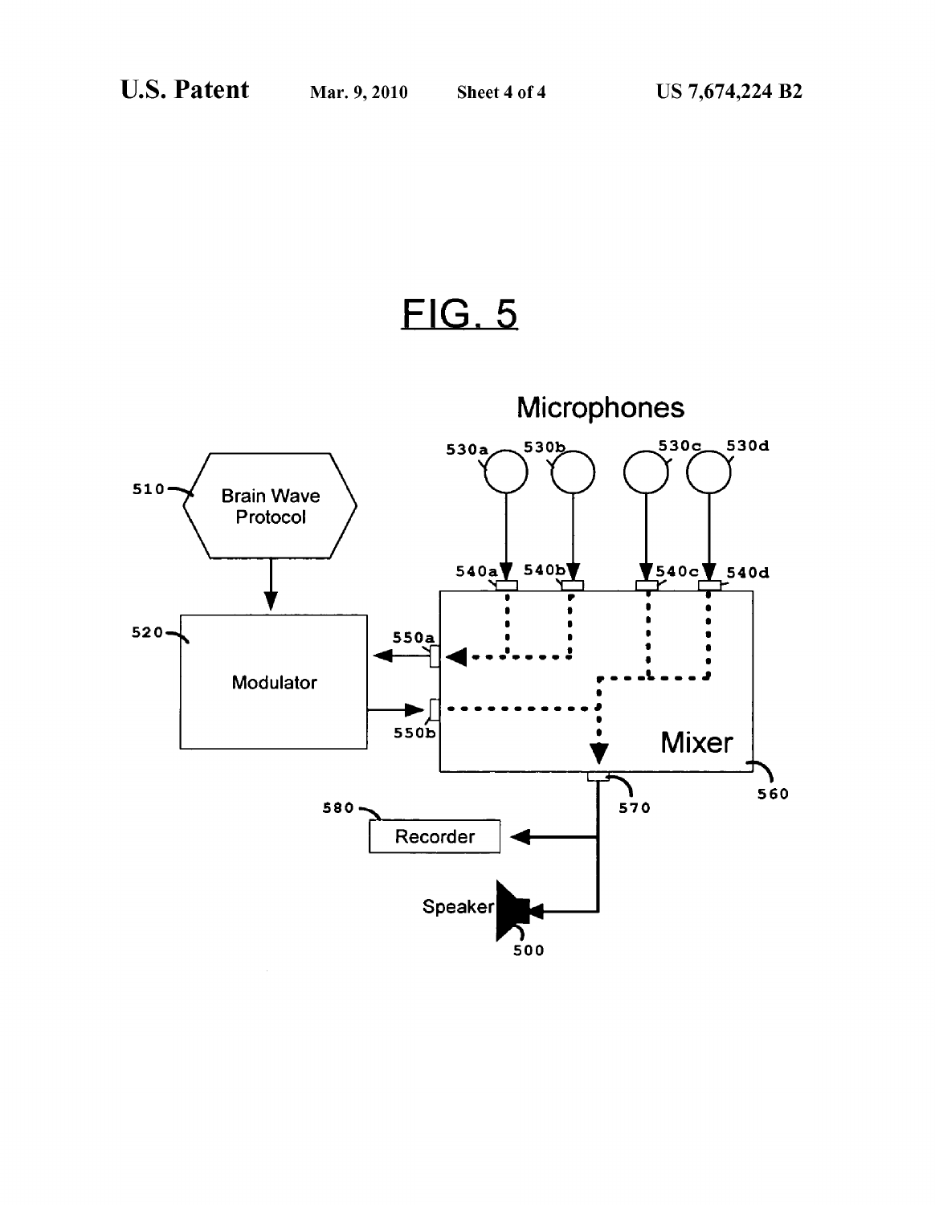# FIG. 5

Microphones

530a 530b 530c 530d

510 Brain Wave Protocol

540a 540b 540c 540d

520 Modulator

550a

550b

Mixer

560

570

580 Recorder

Speaker

500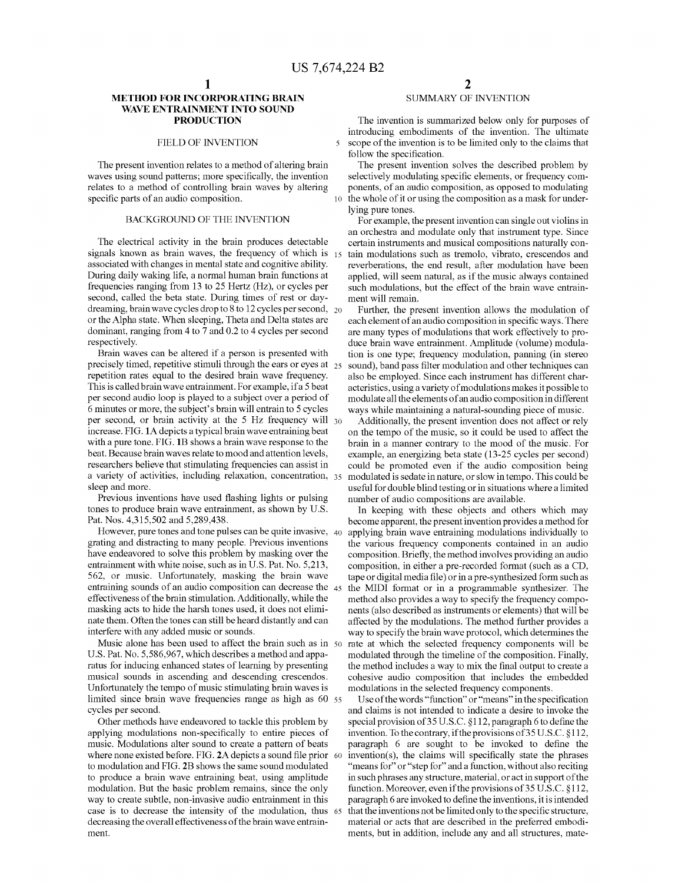# METHOD FOR INCORPORATING BRAIN WAVE ENTRAINMENT INTO SOUND PRODUCTION

## FIELD OF INVENTION

The present invention relates to a method of altering brain waves using sound patterns; more specifically, the invention relates to a method of controlling brain waves by altering specific parts of an audio composition.

## BACKGROUND OF THE INVENTION

The electrical activity in the brain produces detectable signals known as brain waves, the frequency of which is associated with changes in mental state and cognitive ability. During daily waking life, a normal human brain functions at frequencies ranging from 13 to 25 Hertz (Hz), or cycles per second, called the beta state. During times of rest or day-dreaming, brain wave cycles drop to 8 to 12 cycles per second, or the Alpha state. When sleeping, Theta and Delta states are dominant, ranging from 4 to 7 and 0.2 to 4 cycles per second respectively.

Brain waves can be altered if a person is presented with precisely timed, repetitive stimuli through the ears or eyes at repetition rates equal to the desired brain wave frequency. This is called brain wave entrainment. For example, if a 5 beat per second audio loop is played to a subject over a period of 6 minutes or more, the subject's brain will entrain to 5 cycles per second, or brain activity at the 5 Hz frequency will increase. FIG. 1A depicts a typical brain wave entraining beat with a pure tone. FIG. 1B shows a brain wave response to the beat. Because brain waves relate to mood and attention levels, researchers believe that stimulating frequencies can assist in a variety of activities, including relaxation, concentration, sleep and more.

Previous inventions have used flashing lights or pulsing tones to produce brain wave entrainment, as shown by U.S. Pat. Nos. 4,315,502 and 5,289,438.

However, pure tones and tone pulses can be quite invasive, grating and distracting to many people. Previous inventions have endeavored to solve this problem by masking over the entrainment with white noise, such as in U.S. Pat. No. 5,213,562, or music. Unfortunately, masking the brain wave entraining sounds of an audio composition can decrease the effectiveness of the brain stimulation. Additionally, while the masking acts to hide the harsh tones used, it does not eliminate them. Often the tones can still be heard distantly and can interfere with any added music or sounds.

Music alone has been used to affect the brain such as in U.S. Pat. No. 5,586,967, which describes a method and apparatus for inducing enhanced states of learning by presenting musical sounds in ascending and descending crescendos. Unfortunately the tempo of music stimulating brain waves is limited since brain wave frequencies range as high as 60 cycles per second.

Other methods have endeavored to tackle this problem by applying modulations non-specifically to entire pieces of music. Modulations alter sound to create a pattern of beats where none existed before. FIG. 2A depicts a sound file prior to modulation and FIG. 2B shows the same sound modulated to produce a brain wave entraining beat, using amplitude modulation. But the basic problem remains, since the only way to create subtle, non-invasive audio entrainment in this case is to decrease the intensity of the modulation, thus decreasing the overall effectiveness of the brain wave entrainment.

## SUMMARY OF INVENTION

The invention is summarized below only for purposes of introducing embodiments of the invention. The ultimate scope of the invention is to be limited only to the claims that follow the specification.

The present invention solves the described problem by selectively modulating specific elements, or frequency components, of an audio composition, as opposed to modulating the whole of it or using the composition as a mask for underlying pure tones.

For example, the present invention can single out violins in an orchestra and modulate only that instrument type. Since certain instruments and musical compositions naturally contain modulations such as tremolo, vibrato, crescendos and reverberations, the end result, after modulation have been applied, will seem natural, as if the music always contained such modulations, but the effect of the brain wave entrainment will remain.

Further, the present invention allows the modulation of each element of an audio composition in specific ways. There are many types of modulations that work effectively to produce brain wave entrainment. Amplitude (volume) modulation is one type; frequency modulation, panning (in stereo sound), band pass filter modulation and other techniques can also be employed. Since each instrument has different characteristics, using a variety of modulations makes it possible to modulate all the elements of an audio composition in different ways while maintaining a natural-sounding piece of music.

Additionally, the present invention does not affect or rely on the tempo of the music, so it could be used to affect the brain in a manner contrary to the mood of the music. For example, an energizing beta state (13-25 cycles per second) could be promoted even if the audio composition being modulated is sedate in nature, or slow in tempo. This could be useful for double blind testing or in situations where a limited number of audio compositions are available.

In keeping with these objects and others which may become apparent, the present invention provides a method for applying brain wave entraining modulations individually to the various frequency components contained in an audio composition. Briefly, the method involves providing an audio composition, in either a pre-recorded format (such as a CD, tape or digital media file) or in a pre-synthesized form such as the MIDI format or in a programmable synthesizer. The method also provides a way to specify the frequency components (also described as instruments or elements) that will be affected by the modulations. The method further provides a way to specify the brain wave protocol, which determines the rate at which the selected frequency components will be modulated through the timeline of the composition. Finally, the method includes a way to mix the final output to create a cohesive audio composition that includes the embedded modulations in the selected frequency components.

Use of the words "function" or "means" in the specification and claims is not intended to indicate a desire to invoke the special provision of 35 U.S.C. §112, paragraph 6 to define the invention. To the contrary, if the provisions of 35 U.S.C. §112, paragraph 6 are sought to be invoked to define the invention(s), the claims will specifically state the phrases "means for" or "step for" and a function, without also reciting in such phrases any structure, material, or act in support of the function. Moreover, even if the provisions of 35 U.S.C. §112, paragraph 6 are invoked to define the inventions, it is intended that the inventions not be limited only to the specific structure, material or acts that are described in the preferred embodiments, but in addition, include any and all structures, mate-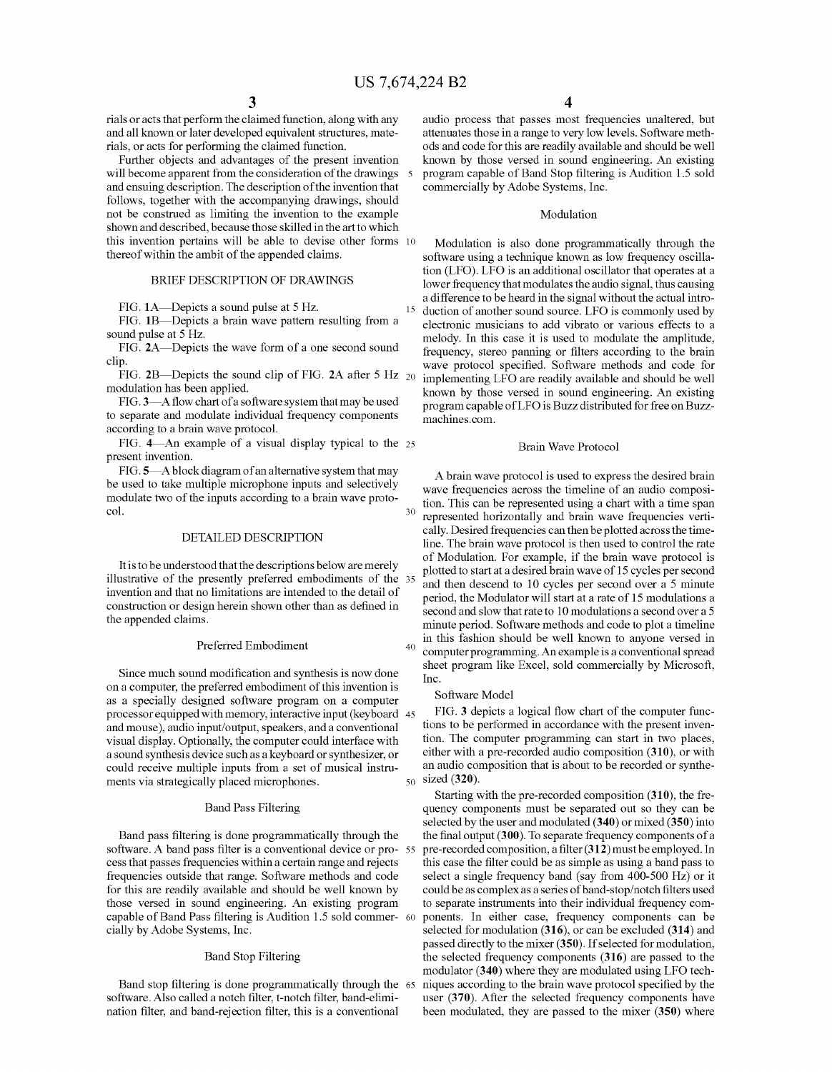rials or acts that perform the claimed function, along with any and all known or later developed equivalent structures, materials, or acts for performing the claimed function.

Further objects and advantages of the present invention will become apparent from the consideration of the drawings and ensuing description. The description of the invention that follows, together with the accompanying drawings, should not be construed as limiting the invention to the example shown and described, because those skilled in the art to which this invention pertains will be able to devise other forms thereof within the ambit of the appended claims.

## BRIEF DESCRIPTION OF DRAWINGS

FIG. 1A—Depicts a sound pulse at 5 Hz.

FIG. 1B—Depicts a brain wave pattern resulting from a sound pulse at 5 Hz.

FIG. 2A—Depicts the wave form of a one second sound clip.

FIG. 2B—Depicts the sound clip of FIG. 2A after 5 Hz modulation has been applied.

FIG. 3—A flow chart of a software system that may be used to separate and modulate individual frequency components according to a brain wave protocol.

FIG. 4—An example of a visual display typical to the present invention.

FIG. 5—A block diagram of an alternative system that may be used to take multiple microphone inputs and selectively modulate two of the inputs according to a brain wave protocol.

## DETAILED DESCRIPTION

It is to be understood that the descriptions below are merely illustrative of the presently preferred embodiments of the invention and that no limitations are intended to the detail of construction or design herein shown other than as defined in the appended claims.

### Preferred Embodiment

Since much sound modification and synthesis is now done on a computer, the preferred embodiment of this invention is as a specially designed software program on a computer processor equipped with memory, interactive input (keyboard and mouse), audio input/output, speakers, and a conventional visual display. Optionally, the computer could interface with a sound synthesis device such as a keyboard or synthesizer, or could receive multiple inputs from a set of musical instruments via strategically placed microphones.

### Band Pass Filtering

Band pass filtering is done programmatically through the software. A band pass filter is a conventional device or process that passes frequencies within a certain range and rejects frequencies outside that range. Software methods and code for this are readily available and should be well known by those versed in sound engineering. An existing program capable of Band Pass filtering is Audition 1.5 sold commercially by Adobe Systems, Inc.

### Band Stop Filtering

Band stop filtering is done programmatically through the software. Also called a notch filter, t-notch filter, band-elimination filter, and band-rejection filter, this is a conventional audio process that passes most frequencies unaltered, but attenuates those in a range to very low levels. Software methods and code for this are readily available and should be well known by those versed in sound engineering. An existing program capable of Band Stop filtering is Audition 1.5 sold commercially by Adobe Systems, Inc.

### Modulation

Modulation is also done programmatically through the software using a technique known as low frequency oscillation (LFO). LFO is an additional oscillator that operates at a lower frequency that modulates the audio signal, thus causing a difference to be heard in the signal without the actual introduction of another sound source. LFO is commonly used by electronic musicians to add vibrato or various effects to a melody. In this case it is used to modulate the amplitude, frequency, stereo panning or filters according to the brain wave protocol specified. Software methods and code for implementing LFO are readily available and should be well known by those versed in sound engineering. An existing program capable of LFO is Buzz distributed for free on Buzz-machines.com.

### Brain Wave Protocol

A brain wave protocol is used to express the desired brain wave frequencies across the timeline of an audio composition. This can be represented using a chart with a time span represented horizontally and brain wave frequencies vertically. Desired frequencies can then be plotted across the timeline. The brain wave protocol is then used to control the rate of Modulation. For example, if the brain wave protocol is plotted to start at a desired brain wave of 15 cycles per second and then descend to 10 cycles per second over a 5 minute period, the Modulator will start at a rate of 15 modulations a second and slow that rate to 10 modulations a second over a 5 minute period. Software methods and code to plot a timeline in this fashion should be well known to anyone versed in computer programming. An example is a conventional spread sheet program like Excel, sold commercially by Microsoft, Inc.

### Software Model

FIG. 3 depicts a logical flow chart of the computer functions to be performed in accordance with the present invention. The computer programming can start in two places, either with a pre-recorded audio composition (**310**), or with an audio composition that is about to be recorded or synthesized (**320**).

Starting with the pre-recorded composition (**310**), the frequency components must be separated out so they can be selected by the user and modulated (**340**) or mixed (**350**) into the final output (**300**). To separate frequency components of a pre-recorded composition, a filter (**312**) must be employed. In this case the filter could be as simple as using a band pass to select a single frequency band (say from 400-500 Hz) or it could be as complex as a series of band-stop/notch filters used to separate instruments into their individual frequency components. In either case, frequency components can be selected for modulation (**316**), or can be excluded (**314**) and passed directly to the mixer (**350**). If selected for modulation, the selected frequency components (**316**) are passed to the modulator (**340**) where they are modulated using LFO techniques according to the brain wave protocol specified by the user (**370**). After the selected frequency components have been modulated, they are passed to the mixer (**350**) where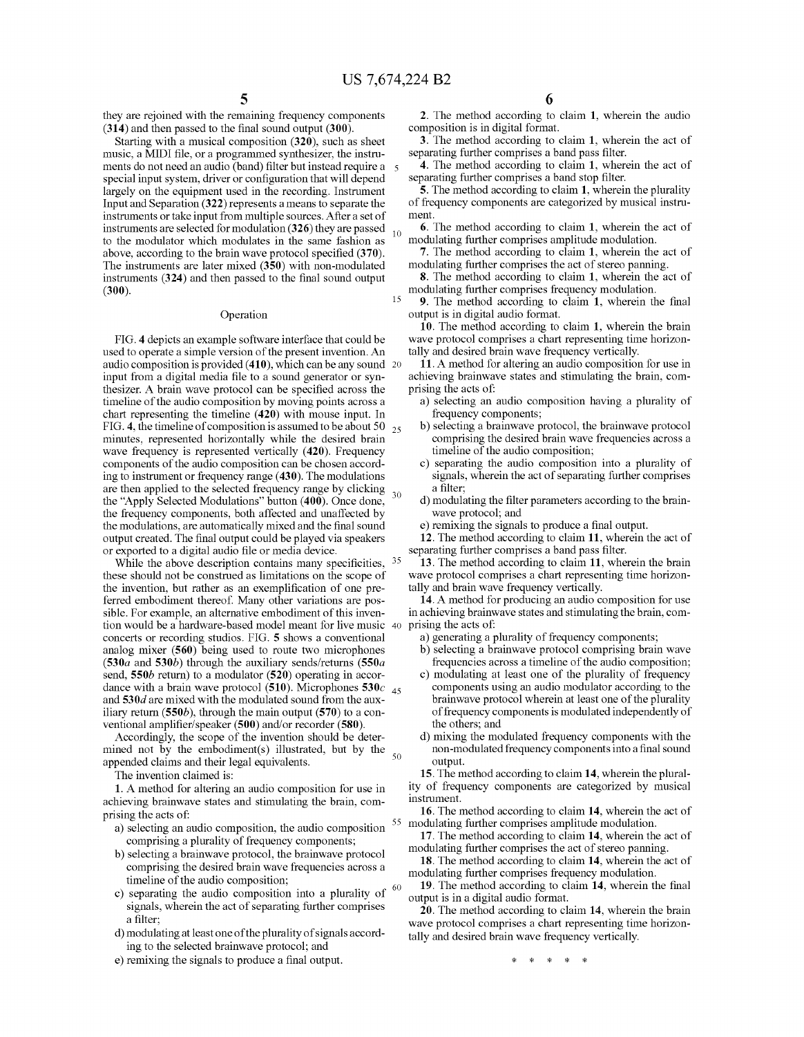they are rejoined with the remaining frequency components (314) and then passed to the final sound output (300).

Starting with a musical composition (320), such as sheet music, a MIDI file, or a programmed synthesizer, the instruments do not need an audio (band) filter but instead require a special input system, driver or configuration that will depend largely on the equipment used in the recording. Instrument Input and Separation (322) represents a means to separate the instruments or take input from multiple sources. After a set of instruments are selected for modulation (326) they are passed to the modulator which modulates in the same fashion as above, according to the brain wave protocol specified (370). The instruments are later mixed (350) with non-modulated instruments (324) and then passed to the final sound output (300).

## Operation

FIG. 4 depicts an example software interface that could be used to operate a simple version of the present invention. An audio composition is provided (410), which can be any sound input from a digital media file to a sound generator or synthesizer. A brain wave protocol can be specified across the timeline of the audio composition by moving points across a chart representing the timeline (420) with mouse input. In FIG. 4, the timeline of composition is assumed to be about 50 minutes, represented horizontally while the desired brain wave frequency is represented vertically (420). Frequency components of the audio composition can be chosen according to instrument or frequency range (430). The modulations are then applied to the selected frequency range by clicking the "Apply Selected Modulations" button (400). Once done, the frequency components, both affected and unaffected by the modulations, are automatically mixed and the final sound output created. The final output could be played via speakers or exported to a digital audio file or media device.

While the above description contains many specificities, these should not be construed as limitations on the scope of the invention, but rather as an exemplification of one preferred embodiment thereof. Many other variations are possible. For example, an alternative embodiment of this invention would be a hardware-based model meant for live music concerts or recording studios. FIG. 5 shows a conventional analog mixer (560) being used to route two microphones (530*a* and 530*b*) through the auxiliary sends/returns (550*a* send, 550*b* return) to a modulator (520) operating in accordance with a brain wave protocol (510). Microphones 530*c* and 530*d* are mixed with the modulated sound from the auxiliary return (550*b*), through the main output (570) to a conventional amplifier/speaker (500) and/or recorder (580).

Accordingly, the scope of the invention should be determined not by the embodiment(s) illustrated, but by the appended claims and their legal equivalents.

The invention claimed is:

**1.** A method for altering an audio composition for use in achieving brainwave states and stimulating the brain, comprising the acts of:

a) selecting an audio composition, the audio composition comprising a plurality of frequency components;

b) selecting a brainwave protocol, the brainwave protocol comprising the desired brain wave frequencies across a timeline of the audio composition;

c) separating the audio composition into a plurality of signals, wherein the act of separating further comprises a filter;

d) modulating at least one of the plurality of signals according to the selected brainwave protocol; and

e) remixing the signals to produce a final output.

**2.** The method according to claim **1**, wherein the audio composition is in digital format.

**3.** The method according to claim **1**, wherein the act of separating further comprises a band pass filter.

**4.** The method according to claim **1**, wherein the act of separating further comprises a band stop filter.

**5.** The method according to claim **1**, wherein the plurality of frequency components are categorized by musical instrument.

**6.** The method according to claim **1**, wherein the act of modulating further comprises amplitude modulation.

**7.** The method according to claim **1**, wherein the act of modulating further comprises the act of stereo panning.

**8.** The method according to claim **1**, wherein the act of modulating further comprises frequency modulation.

**9.** The method according to claim **1**, wherein the final output is in digital audio format.

**10.** The method according to claim **1**, wherein the brain wave protocol comprises a chart representing time horizontally and desired brain wave frequency vertically.

**11.** A method for altering an audio composition for use in achieving brainwave states and stimulating the brain, comprising the acts of:

a) selecting an audio composition having a plurality of frequency components;

b) selecting a brainwave protocol, the brainwave protocol comprising the desired brain wave frequencies across a timeline of the audio composition;

c) separating the audio composition into a plurality of signals, wherein the act of separating further comprises a filter;

d) modulating the filter parameters according to the brainwave protocol; and

e) remixing the signals to produce a final output.

**12.** The method according to claim **11**, wherein the act of separating further comprises a band pass filter.

**13.** The method according to claim **11**, wherein the brain wave protocol comprises a chart representing time horizontally and brain wave frequency vertically.

**14.** A method for producing an audio composition for use in achieving brainwave states and stimulating the brain, comprising the acts of:

a) generating a plurality of frequency components;

b) selecting a brainwave protocol comprising brain wave frequencies across a timeline of the audio composition;

c) modulating at least one of the plurality of frequency components using an audio modulator according to the brainwave protocol wherein at least one of the plurality of frequency components is modulated independently of the others; and

d) mixing the modulated frequency components with the non-modulated frequency components into a final sound output.

**15.** The method according to claim **14**, wherein the plurality of frequency components are categorized by musical instrument.

**16.** The method according to claim **14**, wherein the act of modulating further comprises amplitude modulation.

**17.** The method according to claim **14**, wherein the act of modulating further comprises the act of stereo panning.

**18.** The method according to claim **14**, wherein the act of modulating further comprises frequency modulation.

**19.** The method according to claim **14**, wherein the final output is in a digital audio format.

**20.** The method according to claim **14**, wherein the brain wave protocol comprises a chart representing time horizontally and desired brain wave frequency vertically.

* * * * *